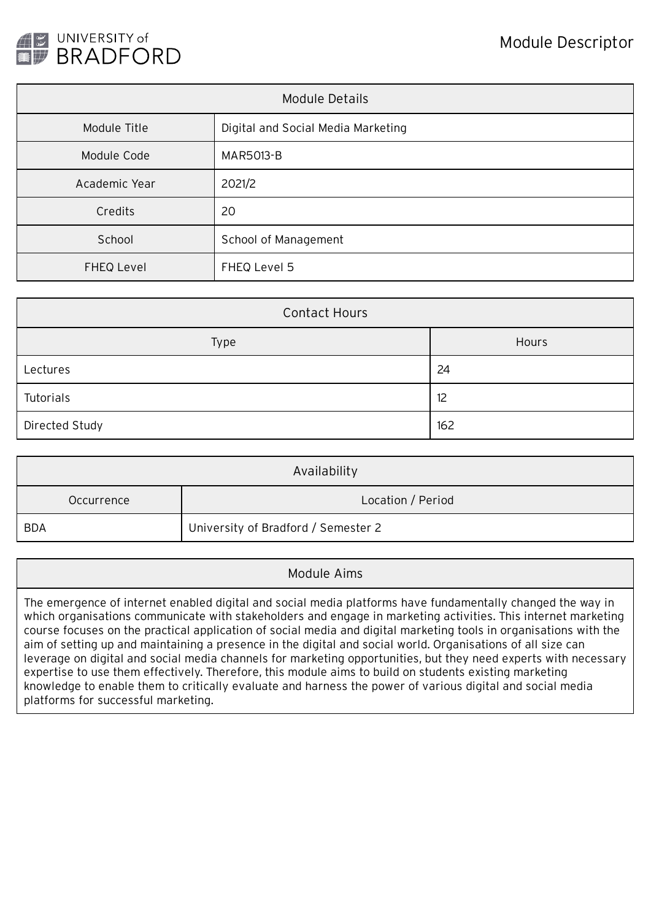# Module Descriptor

| Module Details | |
|---|---|
| Module Title | Digital and Social Media Marketing |
| Module Code | MAR5013-B |
| Academic Year | 2021/2 |
| Credits | 20 |
| School | School of Management |
| FHEQ Level | FHEQ Level 5 |

| Contact Hours | |
|---|---|
| **Type** | **Hours** |
| Lectures | 24 |
| Tutorials | 12 |
| Directed Study | 162 |

| Availability | |
|---|---|
| **Occurrence** | **Location / Period** |
| BDA | University of Bradford / Semester 2 |

## Module Aims

The emergence of internet enabled digital and social media platforms have fundamentally changed the way in which organisations communicate with stakeholders and engage in marketing activities. This internet marketing course focuses on the practical application of social media and digital marketing tools in organisations with the aim of setting up and maintaining a presence in the digital and social world. Organisations of all size can leverage on digital and social media channels for marketing opportunities, but they need experts with necessary expertise to use them effectively. Therefore, this module aims to build on students existing marketing knowledge to enable them to critically evaluate and harness the power of various digital and social media platforms for successful marketing.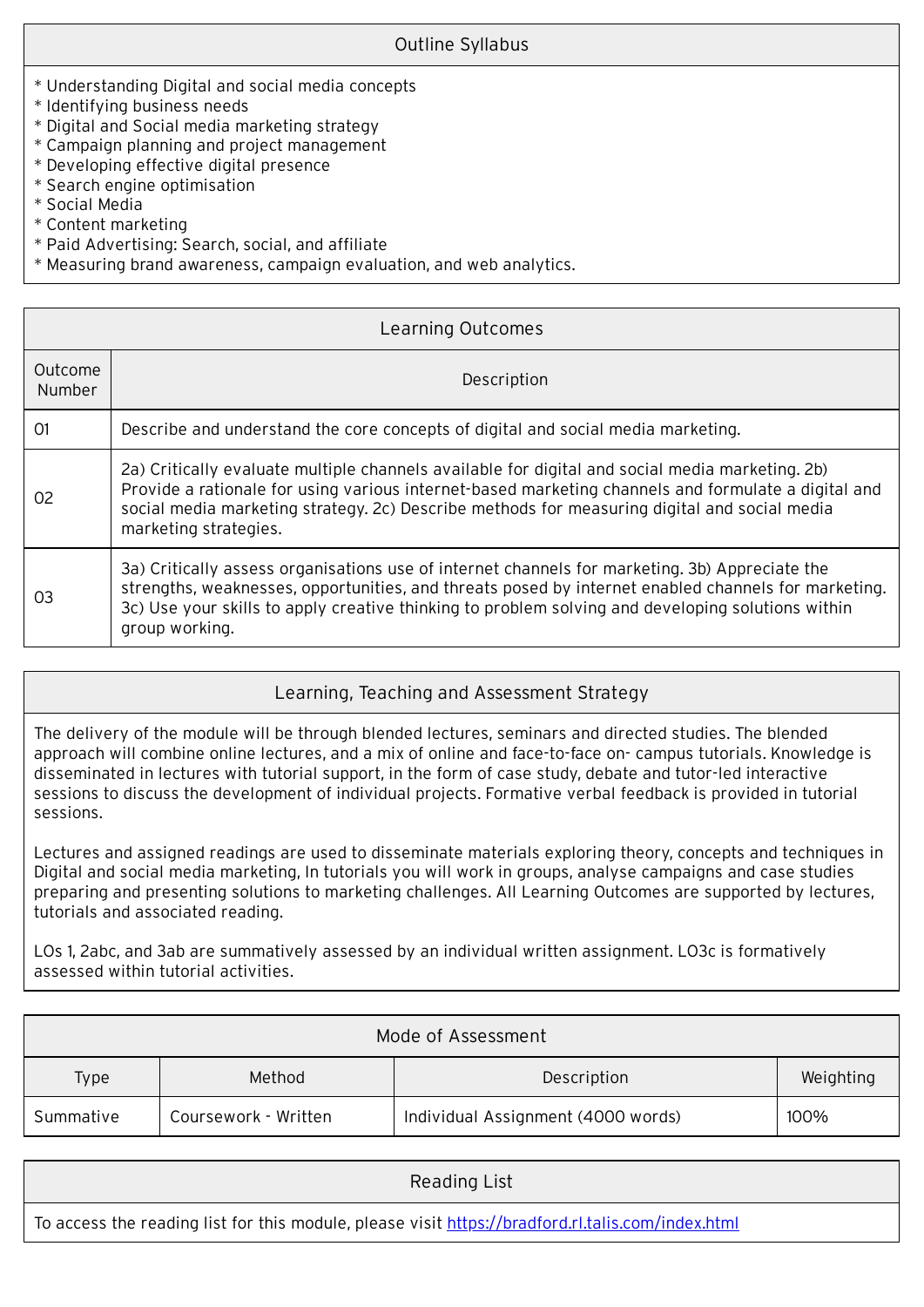## Outline Syllabus

* Understanding Digital and social media concepts
* Identifying business needs
* Digital and Social media marketing strategy
* Campaign planning and project management
* Developing effective digital presence
* Search engine optimisation
* Social Media
* Content marketing
* Paid Advertising: Search, social, and affiliate
* Measuring brand awareness, campaign evaluation, and web analytics.

## Learning Outcomes

| Outcome Number | Description |
|---|---|
| 01 | Describe and understand the core concepts of digital and social media marketing. |
| 02 | 2a) Critically evaluate multiple channels available for digital and social media marketing. 2b) Provide a rationale for using various internet-based marketing channels and formulate a digital and social media marketing strategy. 2c) Describe methods for measuring digital and social media marketing strategies. |
| 03 | 3a) Critically assess organisations use of internet channels for marketing. 3b) Appreciate the strengths, weaknesses, opportunities, and threats posed by internet enabled channels for marketing. 3c) Use your skills to apply creative thinking to problem solving and developing solutions within group working. |

## Learning, Teaching and Assessment Strategy

The delivery of the module will be through blended lectures, seminars and directed studies. The blended approach will combine online lectures, and a mix of online and face-to-face on- campus tutorials. Knowledge is disseminated in lectures with tutorial support, in the form of case study, debate and tutor-led interactive sessions to discuss the development of individual projects. Formative verbal feedback is provided in tutorial sessions.

Lectures and assigned readings are used to disseminate materials exploring theory, concepts and techniques in Digital and social media marketing, In tutorials you will work in groups, analyse campaigns and case studies preparing and presenting solutions to marketing challenges. All Learning Outcomes are supported by lectures, tutorials and associated reading.

LOs 1, 2abc, and 3ab are summatively assessed by an individual written assignment. LO3c is formatively assessed within tutorial activities.

## Mode of Assessment

| Type | Method | Description | Weighting |
|---|---|---|---|
| Summative | Coursework - Written | Individual Assignment (4000 words) | 100% |

## Reading List

To access the reading list for this module, please visit https://bradford.rl.talis.com/index.html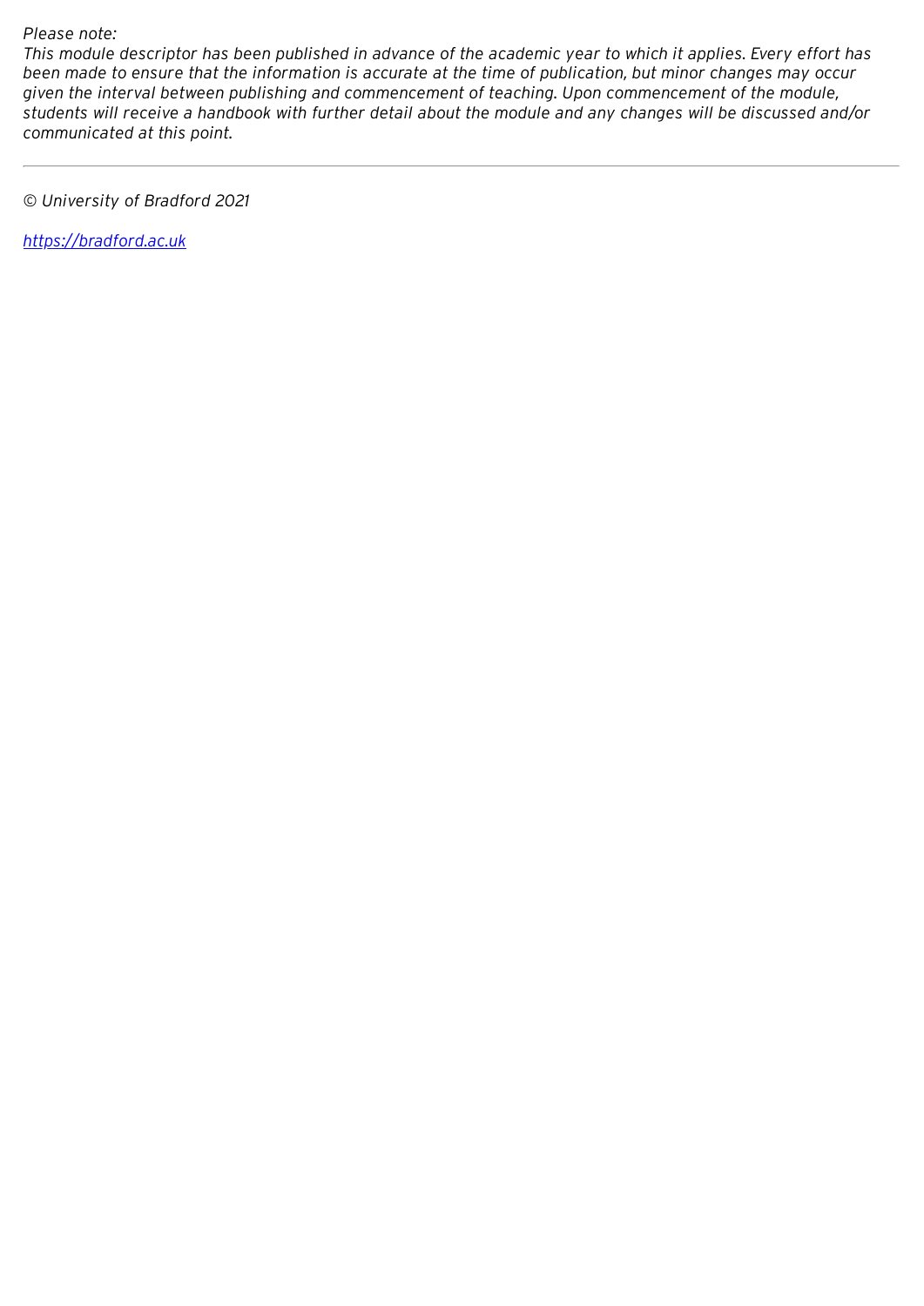*Please note:*
*This module descriptor has been published in advance of the academic year to which it applies. Every effort has been made to ensure that the information is accurate at the time of publication, but minor changes may occur given the interval between publishing and commencement of teaching. Upon commencement of the module, students will receive a handbook with further detail about the module and any changes will be discussed and/or communicated at this point.*

---

*© University of Bradford 2021*

*[https://bradford.ac.uk](https://bradford.ac.uk)*